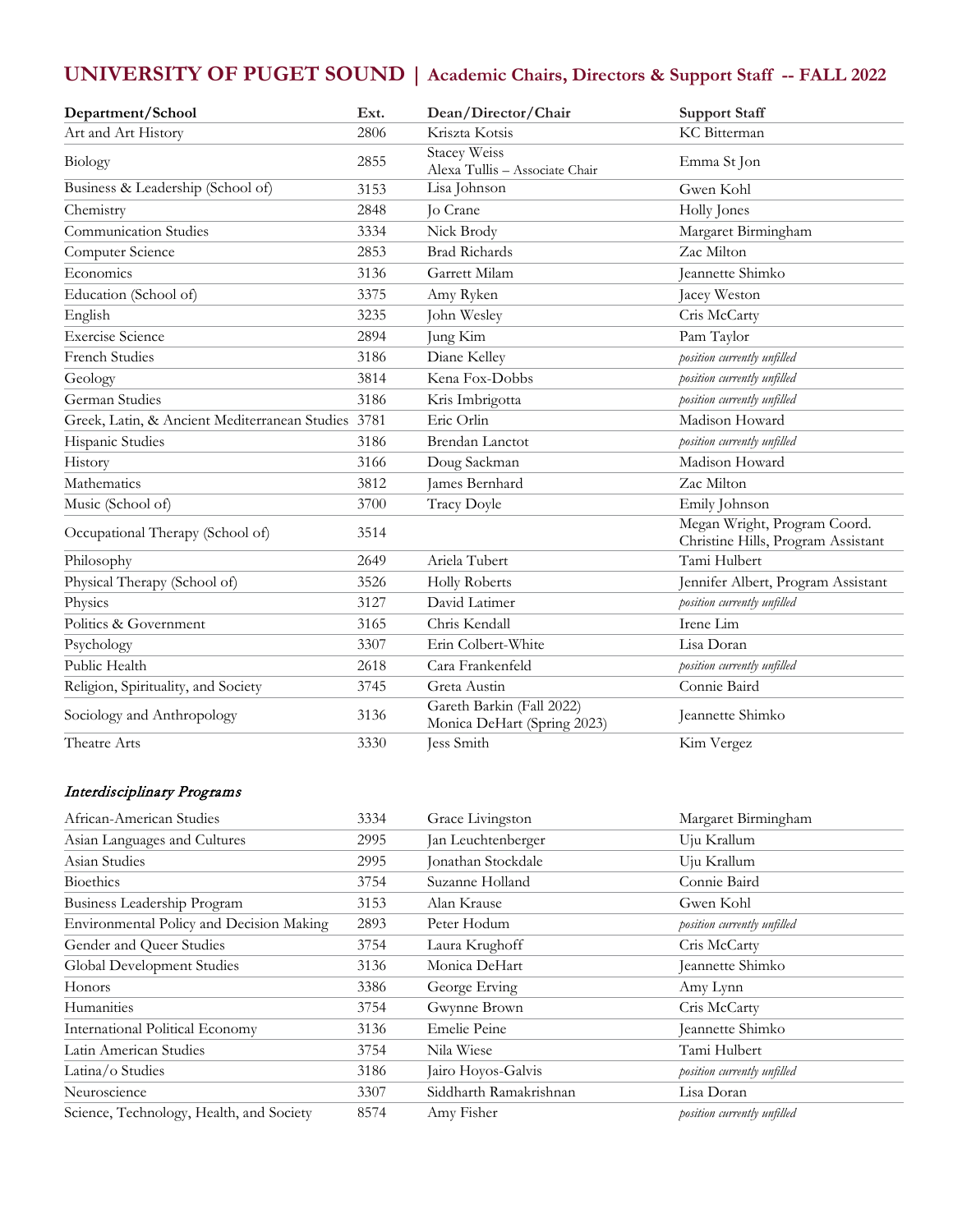# UNIVERSITY OF PUGET SOUND | Academic Chairs, Directors & Support Staff -- FALL 2022

| Department/School | Ext. | Dean/Director/Chair | Support Staff |
|---|---|---|---|
| Art and Art History | 2806 | Kriszta Kotsis | KC Bitterman |
| Biology | 2855 | Stacey Weiss<br>Alexa Tullis – Associate Chair | Emma St Jon |
| Business & Leadership (School of) | 3153 | Lisa Johnson | Gwen Kohl |
| Chemistry | 2848 | Jo Crane | Holly Jones |
| Communication Studies | 3334 | Nick Brody | Margaret Birmingham |
| Computer Science | 2853 | Brad Richards | Zac Milton |
| Economics | 3136 | Garrett Milam | Jeannette Shimko |
| Education (School of) | 3375 | Amy Ryken | Jacey Weston |
| English | 3235 | John Wesley | Cris McCarty |
| Exercise Science | 2894 | Jung Kim | Pam Taylor |
| French Studies | 3186 | Diane Kelley | *position currently unfilled* |
| Geology | 3814 | Kena Fox-Dobbs | *position currently unfilled* |
| German Studies | 3186 | Kris Imbrigotta | *position currently unfilled* |
| Greek, Latin, & Ancient Mediterranean Studies | 3781 | Eric Orlin | Madison Howard |
| Hispanic Studies | 3186 | Brendan Lanctot | *position currently unfilled* |
| History | 3166 | Doug Sackman | Madison Howard |
| Mathematics | 3812 | James Bernhard | Zac Milton |
| Music (School of) | 3700 | Tracy Doyle | Emily Johnson |
| Occupational Therapy (School of) | 3514 | | Megan Wright, Program Coord.<br>Christine Hills, Program Assistant |
| Philosophy | 2649 | Ariela Tubert | Tami Hulbert |
| Physical Therapy (School of) | 3526 | Holly Roberts | Jennifer Albert, Program Assistant |
| Physics | 3127 | David Latimer | *position currently unfilled* |
| Politics & Government | 3165 | Chris Kendall | Irene Lim |
| Psychology | 3307 | Erin Colbert-White | Lisa Doran |
| Public Health | 2618 | Cara Frankenfeld | *position currently unfilled* |
| Religion, Spirituality, and Society | 3745 | Greta Austin | Connie Baird |
| Sociology and Anthropology | 3136 | Gareth Barkin (Fall 2022)<br>Monica DeHart (Spring 2023) | Jeannette Shimko |
| Theatre Arts | 3330 | Jess Smith | Kim Vergez |

## *Interdisciplinary Programs*

| | | | |
|---|---|---|---|
| African-American Studies | 3334 | Grace Livingston | Margaret Birmingham |
| Asian Languages and Cultures | 2995 | Jan Leuchtenberger | Uju Krallum |
| Asian Studies | 2995 | Jonathan Stockdale | Uju Krallum |
| Bioethics | 3754 | Suzanne Holland | Connie Baird |
| Business Leadership Program | 3153 | Alan Krause | Gwen Kohl |
| Environmental Policy and Decision Making | 2893 | Peter Hodum | *position currently unfilled* |
| Gender and Queer Studies | 3754 | Laura Krughoff | Cris McCarty |
| Global Development Studies | 3136 | Monica DeHart | Jeannette Shimko |
| Honors | 3386 | George Erving | Amy Lynn |
| Humanities | 3754 | Gwynne Brown | Cris McCarty |
| International Political Economy | 3136 | Emelie Peine | Jeannette Shimko |
| Latin American Studies | 3754 | Nila Wiese | Tami Hulbert |
| Latina/o Studies | 3186 | Jairo Hoyos-Galvis | *position currently unfilled* |
| Neuroscience | 3307 | Siddharth Ramakrishnan | Lisa Doran |
| Science, Technology, Health, and Society | 8574 | Amy Fisher | *position currently unfilled* |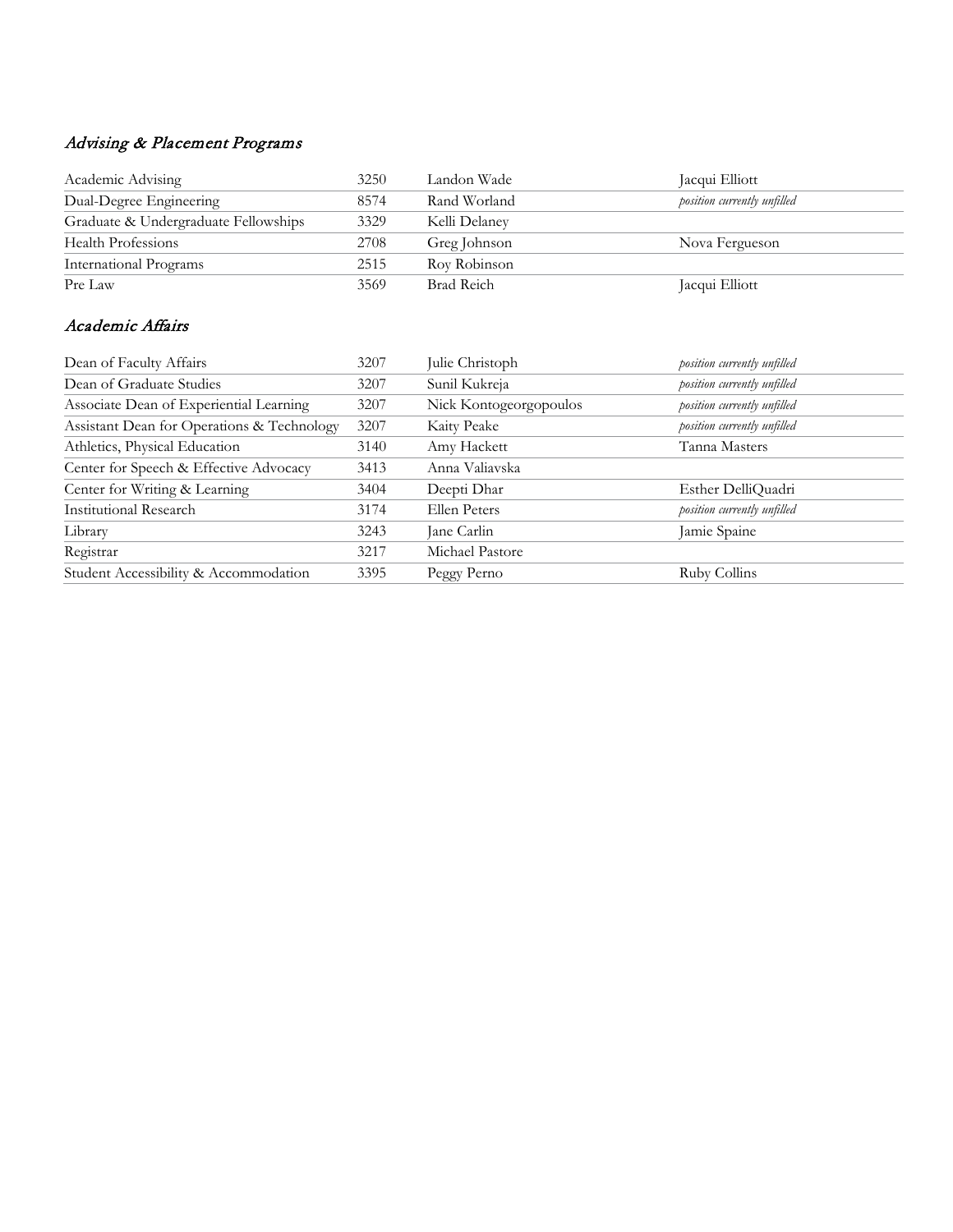### *Advising & Placement Programs*

| | | | |
|---|---|---|---|
| Academic Advising | 3250 | Landon Wade | Jacqui Elliott |
| Dual-Degree Engineering | 8574 | Rand Worland | *position currently unfilled* |
| Graduate & Undergraduate Fellowships | 3329 | Kelli Delaney | |
| Health Professions | 2708 | Greg Johnson | Nova Fergueson |
| International Programs | 2515 | Roy Robinson | |
| Pre Law | 3569 | Brad Reich | Jacqui Elliott |

### *Academic Affairs*

| | | | |
|---|---|---|---|
| Dean of Faculty Affairs | 3207 | Julie Christoph | *position currently unfilled* |
| Dean of Graduate Studies | 3207 | Sunil Kukreja | *position currently unfilled* |
| Associate Dean of Experiential Learning | 3207 | Nick Kontogeorgopoulos | *position currently unfilled* |
| Assistant Dean for Operations & Technology | 3207 | Kaity Peake | *position currently unfilled* |
| Athletics, Physical Education | 3140 | Amy Hackett | Tanna Masters |
| Center for Speech & Effective Advocacy | 3413 | Anna Valiavska | |
| Center for Writing & Learning | 3404 | Deepti Dhar | Esther DelliQuadri |
| Institutional Research | 3174 | Ellen Peters | *position currently unfilled* |
| Library | 3243 | Jane Carlin | Jamie Spaine |
| Registrar | 3217 | Michael Pastore | |
| Student Accessibility & Accommodation | 3395 | Peggy Perno | Ruby Collins |